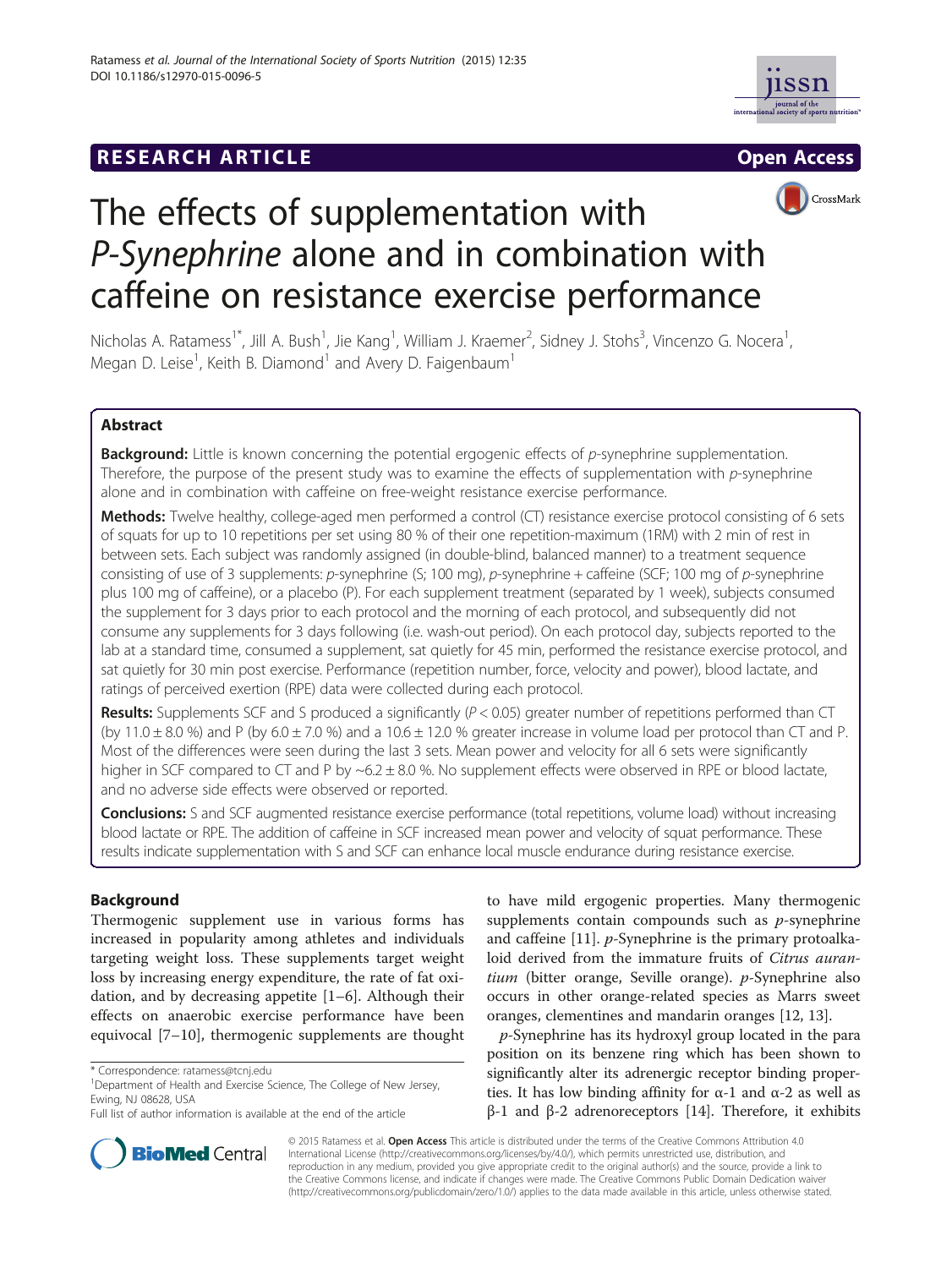# RESEARCH ARTICLE

Open Access

# The effects of supplementation with *P-Synephrine* alone and in combination with caffeine on resistance exercise performance

Nicholas A. Ratamess[1*], Jill A. Bush[1], Jie Kang[1], William J. Kraemer[2], Sidney J. Stohs[3], Vincenzo G. Nocera[1], Megan D. Leise[1], Keith B. Diamond[1] and Avery D. Faigenbaum[1]

## Abstract

**Background:** Little is known concerning the potential ergogenic effects of *p*-synephrine supplementation. Therefore, the purpose of the present study was to examine the effects of supplementation with *p*-synephrine alone and in combination with caffeine on free-weight resistance exercise performance.

**Methods:** Twelve healthy, college-aged men performed a control (CT) resistance exercise protocol consisting of 6 sets of squats for up to 10 repetitions per set using 80 % of their one repetition-maximum (1RM) with 2 min of rest in between sets. Each subject was randomly assigned (in double-blind, balanced manner) to a treatment sequence consisting of use of 3 supplements: *p*-synephrine (S; 100 mg), *p*-synephrine + caffeine (SCF; 100 mg of *p*-synephrine plus 100 mg of caffeine), or a placebo (P). For each supplement treatment (separated by 1 week), subjects consumed the supplement for 3 days prior to each protocol and the morning of each protocol, and subsequently did not consume any supplements for 3 days following (i.e. wash-out period). On each protocol day, subjects reported to the lab at a standard time, consumed a supplement, sat quietly for 45 min, performed the resistance exercise protocol, and sat quietly for 30 min post exercise. Performance (repetition number, force, velocity and power), blood lactate, and ratings of perceived exertion (RPE) data were collected during each protocol.

**Results:** Supplements SCF and S produced a significantly ($P < 0.05$) greater number of repetitions performed than CT (by 11.0 ± 8.0 %) and P (by 6.0 ± 7.0 %) and a 10.6 ± 12.0 % greater increase in volume load per protocol than CT and P. Most of the differences were seen during the last 3 sets. Mean power and velocity for all 6 sets were significantly higher in SCF compared to CT and P by ~6.2 ± 8.0 %. No supplement effects were observed in RPE or blood lactate, and no adverse side effects were observed or reported.

**Conclusions:** S and SCF augmented resistance exercise performance (total repetitions, volume load) without increasing blood lactate or RPE. The addition of caffeine in SCF increased mean power and velocity of squat performance. These results indicate supplementation with S and SCF can enhance local muscle endurance during resistance exercise.

## Background

Thermogenic supplement use in various forms has increased in popularity among athletes and individuals targeting weight loss. These supplements target weight loss by increasing energy expenditure, the rate of fat oxidation, and by decreasing appetite [1–6]. Although their effects on anaerobic exercise performance have been equivocal [7–10], thermogenic supplements are thought to have mild ergogenic properties. Many thermogenic supplements contain compounds such as *p*-synephrine and caffeine [11]. *p*-Synephrine is the primary protoalkaloid derived from the immature fruits of *Citrus aurantium* (bitter orange, Seville orange). *p*-Synephrine also occurs in other orange-related species as Marrs sweet oranges, clementines and mandarin oranges [12, 13].

*p*-Synephrine has its hydroxyl group located in the para position on its benzene ring which has been shown to significantly alter its adrenergic receptor binding properties. It has low binding affinity for α-1 and α-2 as well as β-1 and β-2 adrenoreceptors [14]. Therefore, it exhibits

\* Correspondence: ratamess@tcnj.edu
[1]Department of Health and Exercise Science, The College of New Jersey, Ewing, NJ 08628, USA
Full list of author information is available at the end of the article

© 2015 Ratamess et al. **Open Access** This article is distributed under the terms of the Creative Commons Attribution 4.0 International License (http://creativecommons.org/licenses/by/4.0/), which permits unrestricted use, distribution, and reproduction in any medium, provided you give appropriate credit to the original author(s) and the source, provide a link to the Creative Commons license, and indicate if changes were made. The Creative Commons Public Domain Dedication waiver (http://creativecommons.org/publicdomain/zero/1.0/) applies to the data made available in this article, unless otherwise stated.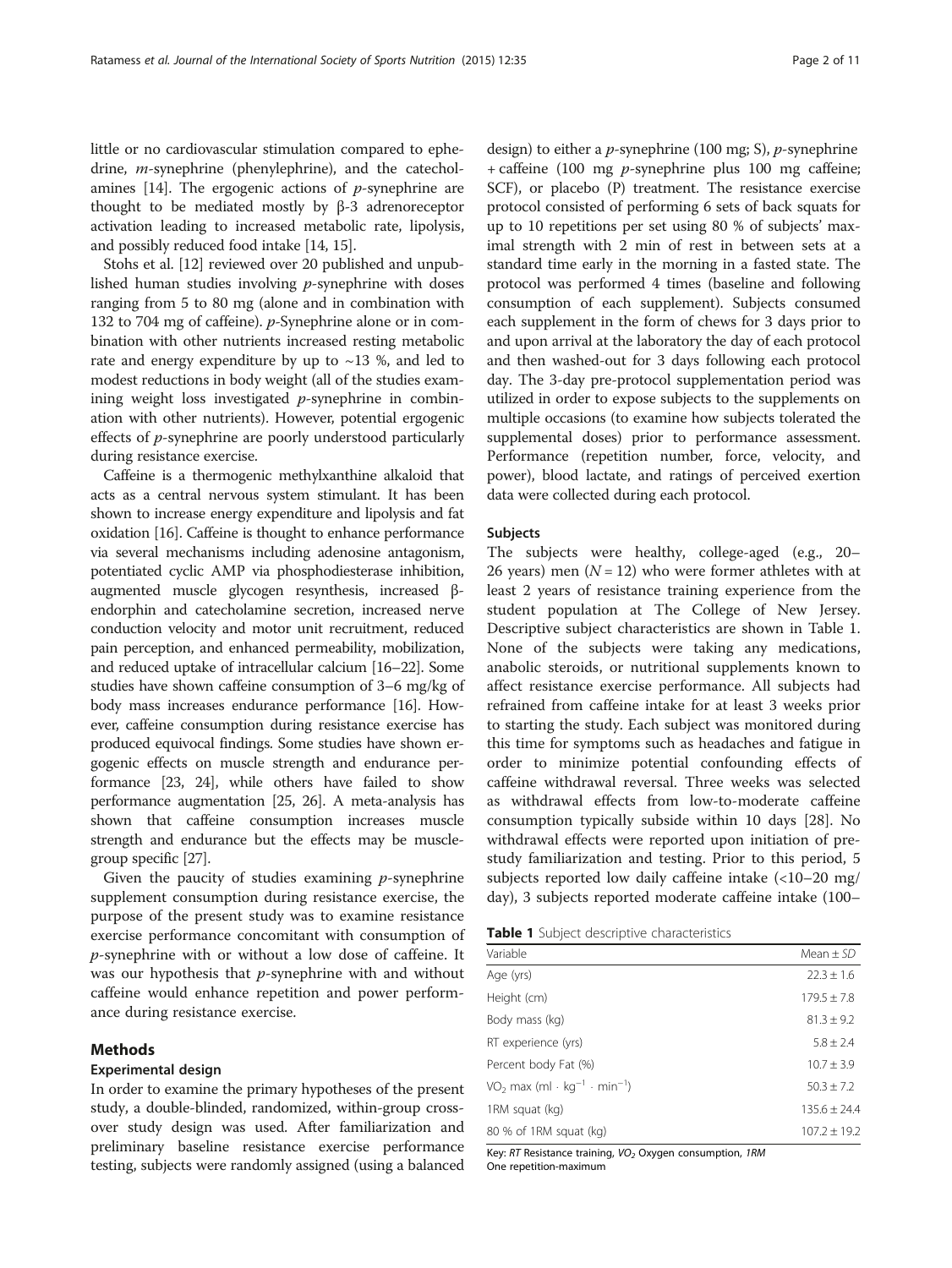little or no cardiovascular stimulation compared to ephedrine, *m*-synephrine (phenylephrine), and the catecholamines [14]. The ergogenic actions of *p*-synephrine are thought to be mediated mostly by β-3 adrenoreceptor activation leading to increased metabolic rate, lipolysis, and possibly reduced food intake [14, 15].

Stohs et al. [12] reviewed over 20 published and unpublished human studies involving *p*-synephrine with doses ranging from 5 to 80 mg (alone and in combination with 132 to 704 mg of caffeine). *p*-Synephrine alone or in combination with other nutrients increased resting metabolic rate and energy expenditure by up to ~13 %, and led to modest reductions in body weight (all of the studies examining weight loss investigated *p*-synephrine in combination with other nutrients). However, potential ergogenic effects of *p*-synephrine are poorly understood particularly during resistance exercise.

Caffeine is a thermogenic methylxanthine alkaloid that acts as a central nervous system stimulant. It has been shown to increase energy expenditure and lipolysis and fat oxidation [16]. Caffeine is thought to enhance performance via several mechanisms including adenosine antagonism, potentiated cyclic AMP via phosphodiesterase inhibition, augmented muscle glycogen resynthesis, increased β-endorphin and catecholamine secretion, increased nerve conduction velocity and motor unit recruitment, reduced pain perception, and enhanced permeability, mobilization, and reduced uptake of intracellular calcium [16–22]. Some studies have shown caffeine consumption of 3–6 mg/kg of body mass increases endurance performance [16]. However, caffeine consumption during resistance exercise has produced equivocal findings. Some studies have shown ergogenic effects on muscle strength and endurance performance [23, 24], while others have failed to show performance augmentation [25, 26]. A meta-analysis has shown that caffeine consumption increases muscle strength and endurance but the effects may be muscle-group specific [27].

Given the paucity of studies examining *p*-synephrine supplement consumption during resistance exercise, the purpose of the present study was to examine resistance exercise performance concomitant with consumption of *p*-synephrine with or without a low dose of caffeine. It was our hypothesis that *p*-synephrine with and without caffeine would enhance repetition and power performance during resistance exercise.

## Methods

### Experimental design

In order to examine the primary hypotheses of the present study, a double-blinded, randomized, within-group crossover study design was used. After familiarization and preliminary baseline resistance exercise performance testing, subjects were randomly assigned (using a balanced design) to either a *p*-synephrine (100 mg; S), *p*-synephrine + caffeine (100 mg *p*-synephrine plus 100 mg caffeine; SCF), or placebo (P) treatment. The resistance exercise protocol consisted of performing 6 sets of back squats for up to 10 repetitions per set using 80 % of subjects' maximal strength with 2 min of rest in between sets at a standard time early in the morning in a fasted state. The protocol was performed 4 times (baseline and following consumption of each supplement). Subjects consumed each supplement in the form of chews for 3 days prior to and upon arrival at the laboratory the day of each protocol and then washed-out for 3 days following each protocol day. The 3-day pre-protocol supplementation period was utilized in order to expose subjects to the supplements on multiple occasions (to examine how subjects tolerated the supplemental doses) prior to performance assessment. Performance (repetition number, force, velocity, and power), blood lactate, and ratings of perceived exertion data were collected during each protocol.

### Subjects

The subjects were healthy, college-aged (e.g., 20–26 years) men ($N = 12$) who were former athletes with at least 2 years of resistance training experience from the student population at The College of New Jersey. Descriptive subject characteristics are shown in Table 1. None of the subjects were taking any medications, anabolic steroids, or nutritional supplements known to affect resistance exercise performance. All subjects had refrained from caffeine intake for at least 3 weeks prior to starting the study. Each subject was monitored during this time for symptoms such as headaches and fatigue in order to minimize potential confounding effects of caffeine withdrawal reversal. Three weeks was selected as withdrawal effects from low-to-moderate caffeine consumption typically subside within 10 days [28]. No withdrawal effects were reported upon initiation of pre-study familiarization and testing. Prior to this period, 5 subjects reported low daily caffeine intake (<10–20 mg/day), 3 subjects reported moderate caffeine intake (100–

**Table 1** Subject descriptive characteristics

| Variable | Mean ± *SD* |
|---|---|
| Age (yrs) | 22.3 ± 1.6 |
| Height (cm) | 179.5 ± 7.8 |
| Body mass (kg) | 81.3 ± 9.2 |
| RT experience (yrs) | 5.8 ± 2.4 |
| Percent body Fat (%) | 10.7 ± 3.9 |
| $VO_2$ max (ml · kg$^{-1}$ · min$^{-1}$) | 50.3 ± 7.2 |
| 1RM squat (kg) | 135.6 ± 24.4 |
| 80 % of 1RM squat (kg) | 107.2 ± 19.2 |

Key: *RT* Resistance training, *$VO_2$* Oxygen consumption, *1RM* One repetition-maximum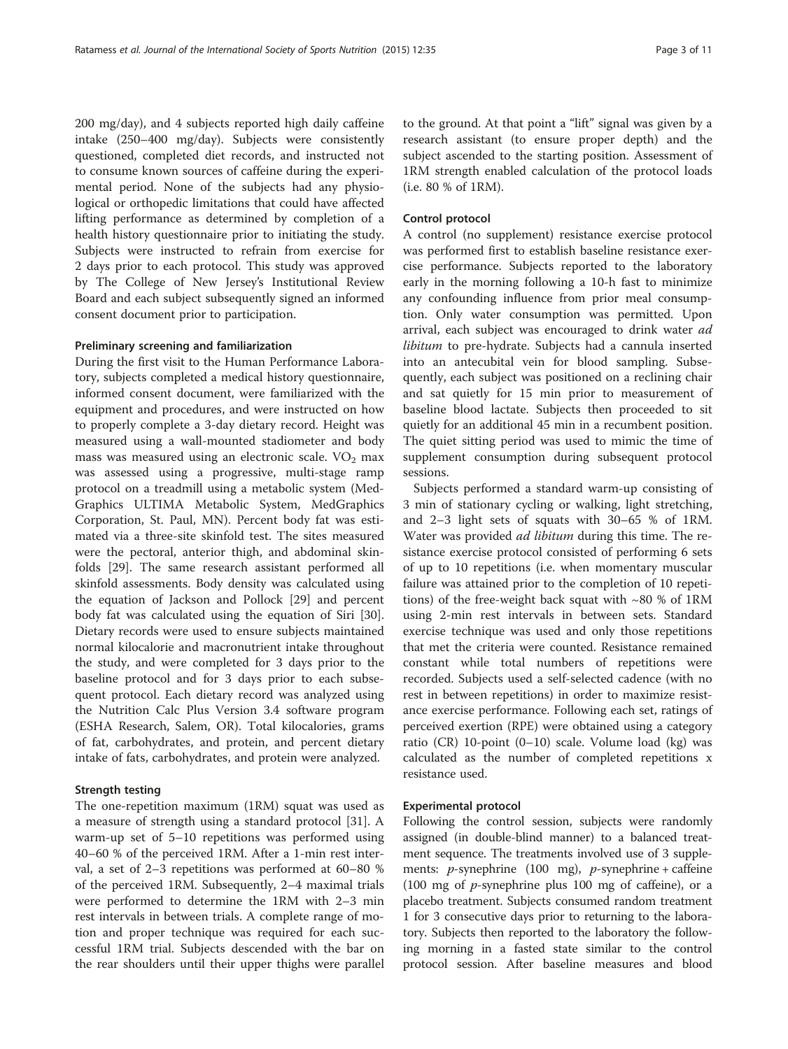200 mg/day), and 4 subjects reported high daily caffeine intake (250–400 mg/day). Subjects were consistently questioned, completed diet records, and instructed not to consume known sources of caffeine during the experimental period. None of the subjects had any physiological or orthopedic limitations that could have affected lifting performance as determined by completion of a health history questionnaire prior to initiating the study. Subjects were instructed to refrain from exercise for 2 days prior to each protocol. This study was approved by The College of New Jersey's Institutional Review Board and each subject subsequently signed an informed consent document prior to participation.

#### Preliminary screening and familiarization

During the first visit to the Human Performance Laboratory, subjects completed a medical history questionnaire, informed consent document, were familiarized with the equipment and procedures, and were instructed on how to properly complete a 3-day dietary record. Height was measured using a wall-mounted stadiometer and body mass was measured using an electronic scale. $VO_2$ max was assessed using a progressive, multi-stage ramp protocol on a treadmill using a metabolic system (MedGraphics ULTIMA Metabolic System, MedGraphics Corporation, St. Paul, MN). Percent body fat was estimated via a three-site skinfold test. The sites measured were the pectoral, anterior thigh, and abdominal skinfolds [29]. The same research assistant performed all skinfold assessments. Body density was calculated using the equation of Jackson and Pollock [29] and percent body fat was calculated using the equation of Siri [30]. Dietary records were used to ensure subjects maintained normal kilocalorie and macronutrient intake throughout the study, and were completed for 3 days prior to the baseline protocol and for 3 days prior to each subsequent protocol. Each dietary record was analyzed using the Nutrition Calc Plus Version 3.4 software program (ESHA Research, Salem, OR). Total kilocalories, grams of fat, carbohydrates, and protein, and percent dietary intake of fats, carbohydrates, and protein were analyzed.

#### Strength testing

The one-repetition maximum (1RM) squat was used as a measure of strength using a standard protocol [31]. A warm-up set of 5–10 repetitions was performed using 40–60 % of the perceived 1RM. After a 1-min rest interval, a set of 2–3 repetitions was performed at 60–80 % of the perceived 1RM. Subsequently, 2–4 maximal trials were performed to determine the 1RM with 2–3 min rest intervals in between trials. A complete range of motion and proper technique was required for each successful 1RM trial. Subjects descended with the bar on the rear shoulders until their upper thighs were parallel to the ground. At that point a "lift" signal was given by a research assistant (to ensure proper depth) and the subject ascended to the starting position. Assessment of 1RM strength enabled calculation of the protocol loads (i.e. 80 % of 1RM).

#### Control protocol

A control (no supplement) resistance exercise protocol was performed first to establish baseline resistance exercise performance. Subjects reported to the laboratory early in the morning following a 10-h fast to minimize any confounding influence from prior meal consumption. Only water consumption was permitted. Upon arrival, each subject was encouraged to drink water *ad libitum* to pre-hydrate. Subjects had a cannula inserted into an antecubital vein for blood sampling. Subsequently, each subject was positioned on a reclining chair and sat quietly for 15 min prior to measurement of baseline blood lactate. Subjects then proceeded to sit quietly for an additional 45 min in a recumbent position. The quiet sitting period was used to mimic the time of supplement consumption during subsequent protocol sessions.

Subjects performed a standard warm-up consisting of 3 min of stationary cycling or walking, light stretching, and 2–3 light sets of squats with 30–65 % of 1RM. Water was provided *ad libitum* during this time. The resistance exercise protocol consisted of performing 6 sets of up to 10 repetitions (i.e. when momentary muscular failure was attained prior to the completion of 10 repetitions) of the free-weight back squat with ~80 % of 1RM using 2-min rest intervals in between sets. Standard exercise technique was used and only those repetitions that met the criteria were counted. Resistance remained constant while total numbers of repetitions were recorded. Subjects used a self-selected cadence (with no rest in between repetitions) in order to maximize resistance exercise performance. Following each set, ratings of perceived exertion (RPE) were obtained using a category ratio (CR) 10-point (0–10) scale. Volume load (kg) was calculated as the number of completed repetitions x resistance used.

#### Experimental protocol

Following the control session, subjects were randomly assigned (in double-blind manner) to a balanced treatment sequence. The treatments involved use of 3 supplements: *p*-synephrine (100 mg), *p*-synephrine + caffeine (100 mg of *p*-synephrine plus 100 mg of caffeine), or a placebo treatment. Subjects consumed random treatment 1 for 3 consecutive days prior to returning to the laboratory. Subjects then reported to the laboratory the following morning in a fasted state similar to the control protocol session. After baseline measures and blood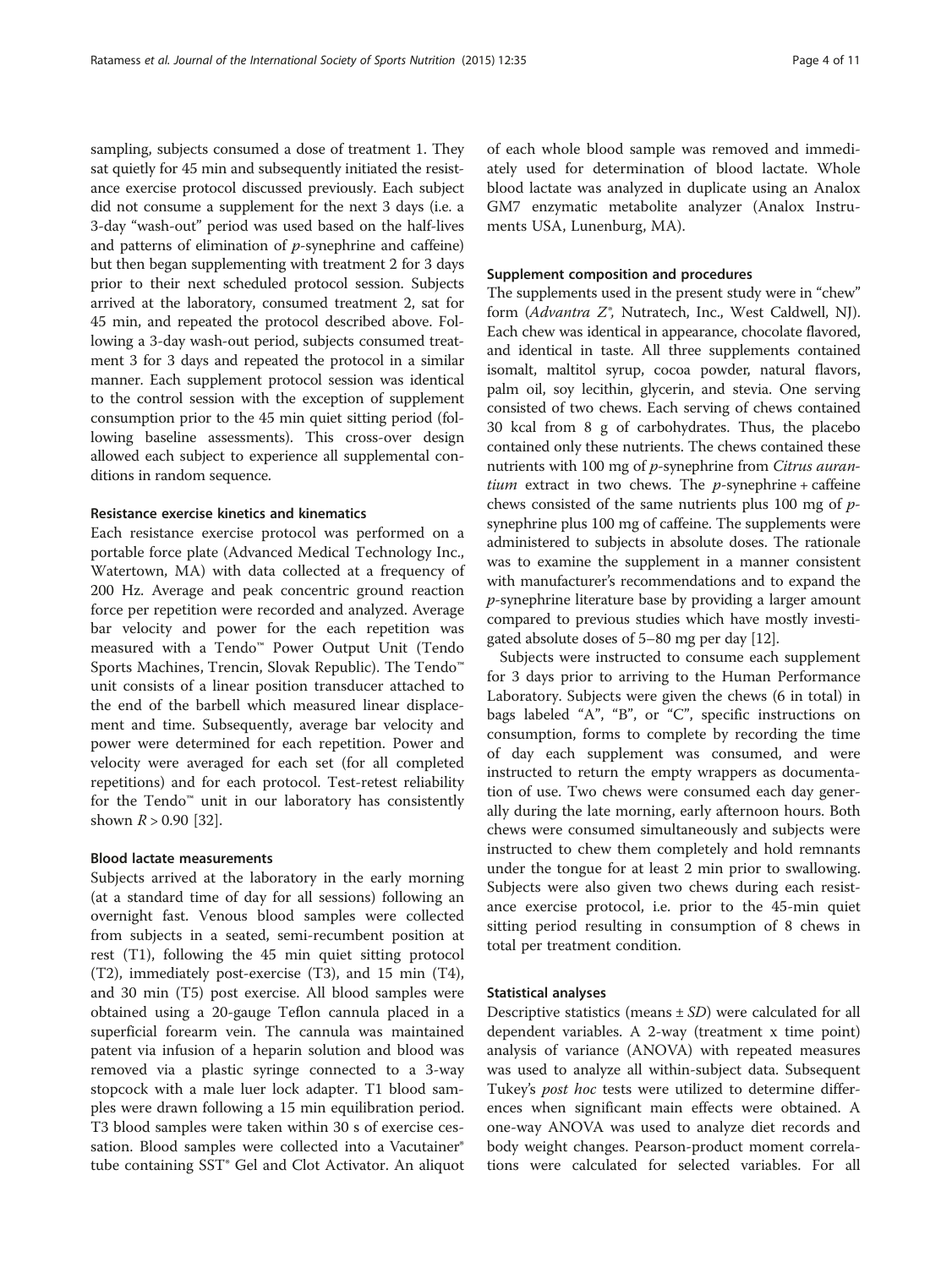sampling, subjects consumed a dose of treatment 1. They sat quietly for 45 min and subsequently initiated the resistance exercise protocol discussed previously. Each subject did not consume a supplement for the next 3 days (i.e. a 3-day "wash-out" period was used based on the half-lives and patterns of elimination of *p*-synephrine and caffeine) but then began supplementing with treatment 2 for 3 days prior to their next scheduled protocol session. Subjects arrived at the laboratory, consumed treatment 2, sat for 45 min, and repeated the protocol described above. Following a 3-day wash-out period, subjects consumed treatment 3 for 3 days and repeated the protocol in a similar manner. Each supplement protocol session was identical to the control session with the exception of supplement consumption prior to the 45 min quiet sitting period (following baseline assessments). This cross-over design allowed each subject to experience all supplemental conditions in random sequence.

#### Resistance exercise kinetics and kinematics

Each resistance exercise protocol was performed on a portable force plate (Advanced Medical Technology Inc., Watertown, MA) with data collected at a frequency of 200 Hz. Average and peak concentric ground reaction force per repetition were recorded and analyzed. Average bar velocity and power for the each repetition was measured with a Tendo™ Power Output Unit (Tendo Sports Machines, Trencin, Slovak Republic). The Tendo™ unit consists of a linear position transducer attached to the end of the barbell which measured linear displacement and time. Subsequently, average bar velocity and power were determined for each repetition. Power and velocity were averaged for each set (for all completed repetitions) and for each protocol. Test-retest reliability for the Tendo™ unit in our laboratory has consistently shown $R > 0.90$ [32].

#### Blood lactate measurements

Subjects arrived at the laboratory in the early morning (at a standard time of day for all sessions) following an overnight fast. Venous blood samples were collected from subjects in a seated, semi-recumbent position at rest (T1), following the 45 min quiet sitting protocol (T2), immediately post-exercise (T3), and 15 min (T4), and 30 min (T5) post exercise. All blood samples were obtained using a 20-gauge Teflon cannula placed in a superficial forearm vein. The cannula was maintained patent via infusion of a heparin solution and blood was removed via a plastic syringe connected to a 3-way stopcock with a male luer lock adapter. T1 blood samples were drawn following a 15 min equilibration period. T3 blood samples were taken within 30 s of exercise cessation. Blood samples were collected into a Vacutainer® tube containing SST® Gel and Clot Activator. An aliquot of each whole blood sample was removed and immediately used for determination of blood lactate. Whole blood lactate was analyzed in duplicate using an Analox GM7 enzymatic metabolite analyzer (Analox Instruments USA, Lunenburg, MA).

#### Supplement composition and procedures

The supplements used in the present study were in "chew" form (*Advantra Z*®, Nutratech, Inc., West Caldwell, NJ). Each chew was identical in appearance, chocolate flavored, and identical in taste. All three supplements contained isomalt, maltitol syrup, cocoa powder, natural flavors, palm oil, soy lecithin, glycerin, and stevia. One serving consisted of two chews. Each serving of chews contained 30 kcal from 8 g of carbohydrates. Thus, the placebo contained only these nutrients. The chews contained these nutrients with 100 mg of *p*-synephrine from *Citrus aurantium* extract in two chews. The *p*-synephrine + caffeine chews consisted of the same nutrients plus 100 mg of *p*-synephrine plus 100 mg of caffeine. The supplements were administered to subjects in absolute doses. The rationale was to examine the supplement in a manner consistent with manufacturer's recommendations and to expand the *p*-synephrine literature base by providing a larger amount compared to previous studies which have mostly investigated absolute doses of 5–80 mg per day [12].

Subjects were instructed to consume each supplement for 3 days prior to arriving to the Human Performance Laboratory. Subjects were given the chews (6 in total) in bags labeled "A", "B", or "C", specific instructions on consumption, forms to complete by recording the time of day each supplement was consumed, and were instructed to return the empty wrappers as documentation of use. Two chews were consumed each day generally during the late morning, early afternoon hours. Both chews were consumed simultaneously and subjects were instructed to chew them completely and hold remnants under the tongue for at least 2 min prior to swallowing. Subjects were also given two chews during each resistance exercise protocol, i.e. prior to the 45-min quiet sitting period resulting in consumption of 8 chews in total per treatment condition.

#### Statistical analyses

Descriptive statistics (means ± *SD*) were calculated for all dependent variables. A 2-way (treatment x time point) analysis of variance (ANOVA) with repeated measures was used to analyze all within-subject data. Subsequent Tukey's *post hoc* tests were utilized to determine differences when significant main effects were obtained. A one-way ANOVA was used to analyze diet records and body weight changes. Pearson-product moment correlations were calculated for selected variables. For all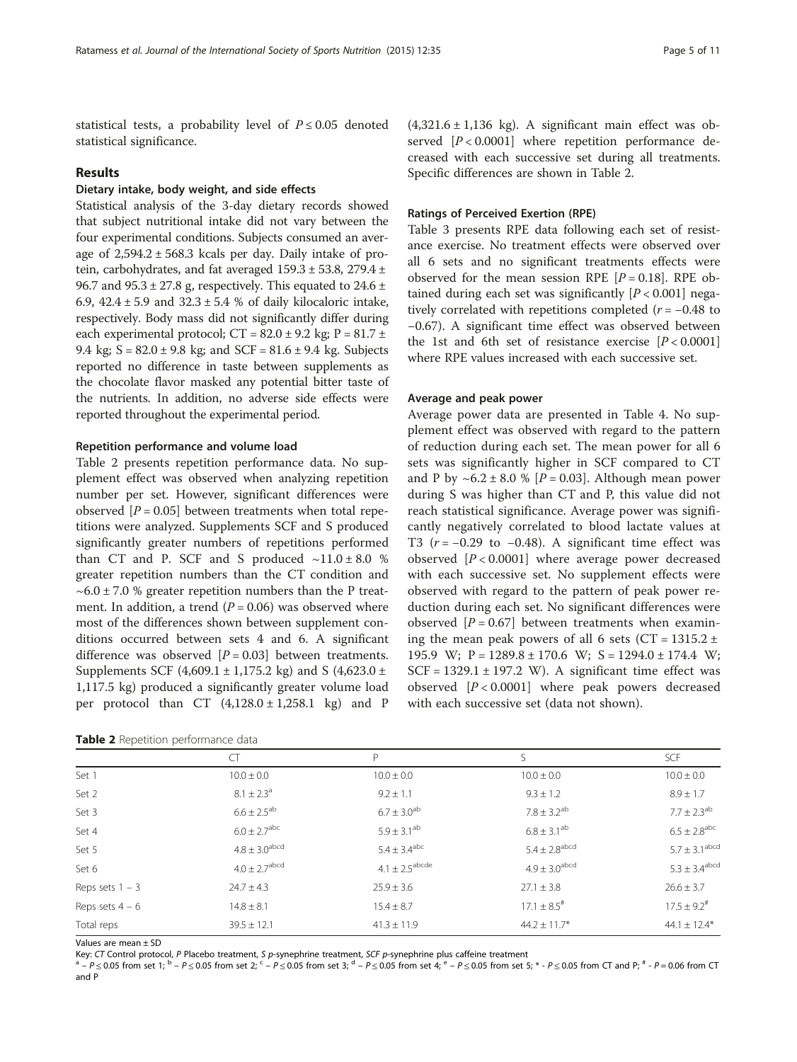statistical tests, a probability level of $P \leq 0.05$ denoted statistical significance.

## Results

### Dietary intake, body weight, and side effects

Statistical analysis of the 3-day dietary records showed that subject nutritional intake did not vary between the four experimental conditions. Subjects consumed an average of $2{,}594.2 \pm 568.3$ kcals per day. Daily intake of protein, carbohydrates, and fat averaged $159.3 \pm 53.8$, $279.4 \pm 96.7$ and $95.3 \pm 27.8$ g, respectively. This equated to $24.6 \pm 6.9$, $42.4 \pm 5.9$ and $32.3 \pm 5.4$ % of daily kilocaloric intake, respectively. Body mass did not significantly differ during each experimental protocol; CT = $82.0 \pm 9.2$ kg; P = $81.7 \pm 9.4$ kg; S = $82.0 \pm 9.8$ kg; and SCF = $81.6 \pm 9.4$ kg. Subjects reported no difference in taste between supplements as the chocolate flavor masked any potential bitter taste of the nutrients. In addition, no adverse side effects were reported throughout the experimental period.

### Repetition performance and volume load

Table 2 presents repetition performance data. No supplement effect was observed when analyzing repetition number per set. However, significant differences were observed [$P = 0.05$] between treatments when total repetitions were analyzed. Supplements SCF and S produced significantly greater numbers of repetitions performed than CT and P. SCF and S produced $\sim 11.0 \pm 8.0$ % greater repetition numbers than the CT condition and $\sim 6.0 \pm 7.0$ % greater repetition numbers than the P treatment. In addition, a trend ($P = 0.06$) was observed where most of the differences shown between supplement conditions occurred between sets 4 and 6. A significant difference was observed [$P = 0.03$] between treatments. Supplements SCF ($4{,}609.1 \pm 1{,}175.2$ kg) and S ($4{,}623.0 \pm 1{,}117.5$ kg) produced a significantly greater volume load per protocol than CT ($4{,}128.0 \pm 1{,}258.1$ kg) and P ($4{,}321.6 \pm 1{,}136$ kg). A significant main effect was observed [$P < 0.0001$] where repetition performance decreased with each successive set during all treatments. Specific differences are shown in Table 2.

### Ratings of Perceived Exertion (RPE)

Table 3 presents RPE data following each set of resistance exercise. No treatment effects were observed over all 6 sets and no significant treatments effects were observed for the mean session RPE [$P = 0.18$]. RPE obtained during each set was significantly [$P < 0.001$] negatively correlated with repetitions completed ($r = -0.48$ to $-0.67$). A significant time effect was observed between the 1st and 6th set of resistance exercise [$P < 0.0001$] where RPE values increased with each successive set.

### Average and peak power

Average power data are presented in Table 4. No supplement effect was observed with regard to the pattern of reduction during each set. The mean power for all 6 sets was significantly higher in SCF compared to CT and P by $\sim 6.2 \pm 8.0$ % [$P = 0.03$]. Although mean power during S was higher than CT and P, this value did not reach statistical significance. Average power was significantly negatively correlated to blood lactate values at T3 ($r = -0.29$ to $-0.48$). A significant time effect was observed [$P < 0.0001$] where average power decreased with each successive set. No supplement effects were observed with regard to the pattern of peak power reduction during each set. No significant differences were observed [$P = 0.67$] between treatments when examining the mean peak powers of all 6 sets (CT = $1315.2 \pm 195.9$ W; P = $1289.8 \pm 170.6$ W; S = $1294.0 \pm 174.4$ W; SCF = $1329.1 \pm 197.2$ W). A significant time effect was observed [$P < 0.0001$] where peak powers decreased with each successive set (data not shown).

**Table 2** Repetition performance data

| | CT | P | S | SCF |
|---|---|---|---|---|
| Set 1 | $10.0 \pm 0.0$ | $10.0 \pm 0.0$ | $10.0 \pm 0.0$ | $10.0 \pm 0.0$ |
| Set 2 | $8.1 \pm 2.3$[a] | $9.2 \pm 1.1$ | $9.3 \pm 1.2$ | $8.9 \pm 1.7$ |
| Set 3 | $6.6 \pm 2.5$[ab] | $6.7 \pm 3.0$[ab] | $7.8 \pm 3.2$[ab] | $7.7 \pm 2.3$[ab] |
| Set 4 | $6.0 \pm 2.7$[abc] | $5.9 \pm 3.1$[ab] | $6.8 \pm 3.1$[ab] | $6.5 \pm 2.8$[abc] |
| Set 5 | $4.8 \pm 3.0$[abcd] | $5.4 \pm 3.4$[abc] | $5.4 \pm 2.8$[abcd] | $5.7 \pm 3.1$[abcd] |
| Set 6 | $4.0 \pm 2.7$[abcd] | $4.1 \pm 2.5$[abcde] | $4.9 \pm 3.0$[abcd] | $5.3 \pm 3.4$[abcd] |
| Reps sets 1 – 3 | $24.7 \pm 4.3$ | $25.9 \pm 3.6$ | $27.1 \pm 3.8$ | $26.6 \pm 3.7$ |
| Reps sets 4 – 6 | $14.8 \pm 8.1$ | $15.4 \pm 8.7$ | $17.1 \pm 8.5$[#] | $17.5 \pm 9.2$[#] |
| Total reps | $39.5 \pm 12.1$ | $41.3 \pm 11.9$ | $44.2 \pm 11.7$* | $44.1 \pm 12.4$* |

Values are mean ± SD

Key: *CT* Control protocol, *P* Placebo treatment, *S p*-synephrine treatment, *SCF p*-synephrine plus caffeine treatment

[a] – $P \leq 0.05$ from set 1; [b] – $P \leq 0.05$ from set 2; [c] – $P \leq 0.05$ from set 3; [d] – $P \leq 0.05$ from set 4; [e] – $P \leq 0.05$ from set 5; * - $P \leq 0.05$ from CT and P; [#] - $P = 0.06$ from CT and P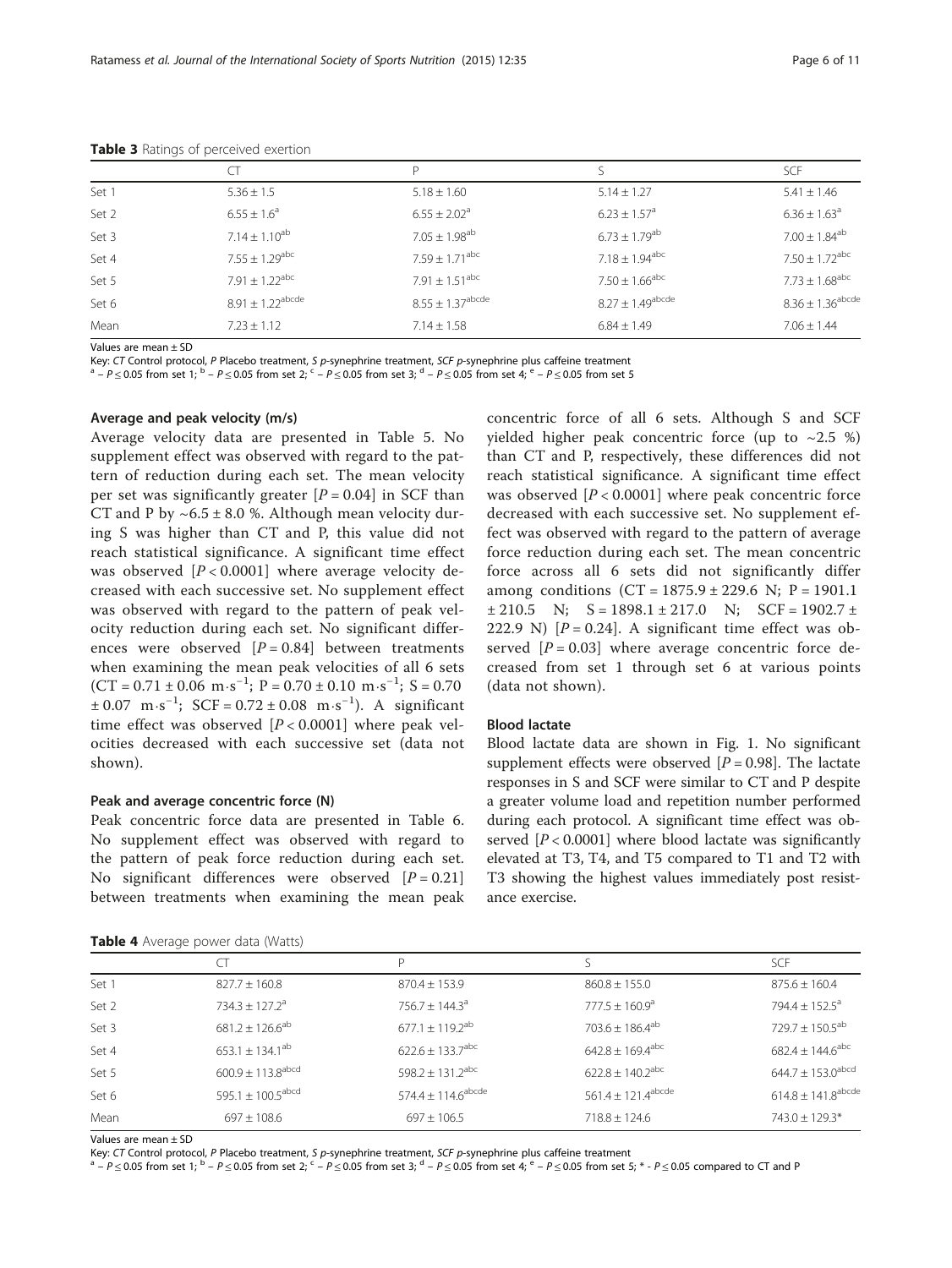**Table 3** Ratings of perceived exertion

| | CT | P | S | SCF |
|---|---|---|---|---|
| Set 1 | 5.36 ± 1.5 | 5.18 ± 1.60 | 5.14 ± 1.27 | 5.41 ± 1.46 |
| Set 2 | 6.55 ± 1.6[a] | 6.55 ± 2.02[a] | 6.23 ± 1.57[a] | 6.36 ± 1.63[a] |
| Set 3 | 7.14 ± 1.10[ab] | 7.05 ± 1.98[ab] | 6.73 ± 1.79[ab] | 7.00 ± 1.84[ab] |
| Set 4 | 7.55 ± 1.29[abc] | 7.59 ± 1.71[abc] | 7.18 ± 1.94[abc] | 7.50 ± 1.72[abc] |
| Set 5 | 7.91 ± 1.22[abc] | 7.91 ± 1.51[abc] | 7.50 ± 1.66[abc] | 7.73 ± 1.68[abc] |
| Set 6 | 8.91 ± 1.22[abcde] | 8.55 ± 1.37[abcde] | 8.27 ± 1.49[abcde] | 8.36 ± 1.36[abcde] |
| Mean | 7.23 ± 1.12 | 7.14 ± 1.58 | 6.84 ± 1.49 | 7.06 ± 1.44 |

Values are mean ± SD

Key: *CT* Control protocol, *P* Placebo treatment, *S* *p*-synephrine treatment, *SCF* *p*-synephrine plus caffeine treatment

[a] – $P \leq 0.05$ from set 1; [b] – $P \leq 0.05$ from set 2; [c] – $P \leq 0.05$ from set 3; [d] – $P \leq 0.05$ from set 4; [e] – $P \leq 0.05$ from set 5

#### Average and peak velocity (m/s)

Average velocity data are presented in Table 5. No supplement effect was observed with regard to the pattern of reduction during each set. The mean velocity per set was significantly greater [$P = 0.04$] in SCF than CT and P by ~6.5 ± 8.0 %. Although mean velocity during S was higher than CT and P, this value did not reach statistical significance. A significant time effect was observed [$P < 0.0001$] where average velocity decreased with each successive set. No supplement effect was observed with regard to the pattern of peak velocity reduction during each set. No significant differences were observed [$P = 0.84$] between treatments when examining the mean peak velocities of all 6 sets (CT = 0.71 ± 0.06 $m \cdot s^{-1}$; P = 0.70 ± 0.10 $m \cdot s^{-1}$; S = 0.70 ± 0.07 $m \cdot s^{-1}$; SCF = 0.72 ± 0.08 $m \cdot s^{-1}$). A significant time effect was observed [$P < 0.0001$] where peak velocities decreased with each successive set (data not shown).

#### Peak and average concentric force (N)

Peak concentric force data are presented in Table 6. No supplement effect was observed with regard to the pattern of peak force reduction during each set. No significant differences were observed [$P = 0.21$] between treatments when examining the mean peak concentric force of all 6 sets. Although S and SCF yielded higher peak concentric force (up to ~2.5 %) than CT and P, respectively, these differences did not reach statistical significance. A significant time effect was observed [$P < 0.0001$] where peak concentric force decreased with each successive set. No supplement effect was observed with regard to the pattern of average force reduction during each set. The mean concentric force across all 6 sets did not significantly differ among conditions (CT = 1875.9 ± 229.6 N; P = 1901.1 ± 210.5 N; S = 1898.1 ± 217.0 N; SCF = 1902.7 ± 222.9 N) [$P = 0.24$]. A significant time effect was observed [$P = 0.03$] where average concentric force decreased from set 1 through set 6 at various points (data not shown).

#### Blood lactate

Blood lactate data are shown in Fig. 1. No significant supplement effects were observed [$P = 0.98$]. The lactate responses in S and SCF were similar to CT and P despite a greater volume load and repetition number performed during each protocol. A significant time effect was observed [$P < 0.0001$] where blood lactate was significantly elevated at T3, T4, and T5 compared to T1 and T2 with T3 showing the highest values immediately post resistance exercise.

**Table 4** Average power data (Watts)

| | CT | P | S | SCF |
|---|---|---|---|---|
| Set 1 | 827.7 ± 160.8 | 870.4 ± 153.9 | 860.8 ± 155.0 | 875.6 ± 160.4 |
| Set 2 | 734.3 ± 127.2[a] | 756.7 ± 144.3[a] | 777.5 ± 160.9[a] | 794.4 ± 152.5[a] |
| Set 3 | 681.2 ± 126.6[ab] | 677.1 ± 119.2[ab] | 703.6 ± 186.4[ab] | 729.7 ± 150.5[ab] |
| Set 4 | 653.1 ± 134.1[ab] | 622.6 ± 133.7[abc] | 642.8 ± 169.4[abc] | 682.4 ± 144.6[abc] |
| Set 5 | 600.9 ± 113.8[abcd] | 598.2 ± 131.2[abc] | 622.8 ± 140.2[abc] | 644.7 ± 153.0[abcd] |
| Set 6 | 595.1 ± 100.5[abcd] | 574.4 ± 114.6[abcde] | 561.4 ± 121.4[abcde] | 614.8 ± 141.8[abcde] |
| Mean | 697 ± 108.6 | 697 ± 106.5 | 718.8 ± 124.6 | 743.0 ± 129.3* |

Values are mean ± SD

Key: *CT* Control protocol, *P* Placebo treatment, *S* *p*-synephrine treatment, *SCF* *p*-synephrine plus caffeine treatment

[a] – $P \leq 0.05$ from set 1; [b] – $P \leq 0.05$ from set 2; [c] – $P \leq 0.05$ from set 3; [d] – $P \leq 0.05$ from set 4; [e] – $P \leq 0.05$ from set 5; * - $P \leq 0.05$ compared to CT and P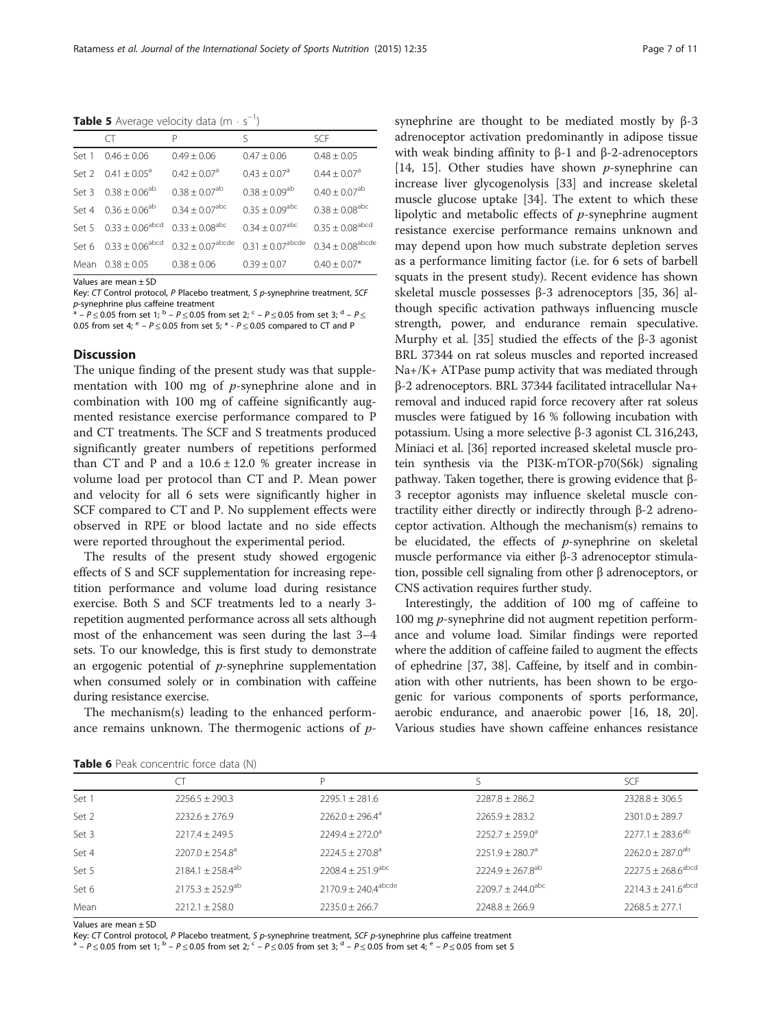**Table 5** Average velocity data (m · s$^{-1}$)

| | CT | P | S | SCF |
|---|---|---|---|---|
| Set 1 | 0.46 ± 0.06 | 0.49 ± 0.06 | 0.47 ± 0.06 | 0.48 ± 0.05 |
| Set 2 | 0.41 ± 0.05[a] | 0.42 ± 0.07[a] | 0.43 ± 0.07[a] | 0.44 ± 0.07[a] |
| Set 3 | 0.38 ± 0.06[ab] | 0.38 ± 0.07[ab] | 0.38 ± 0.09[ab] | 0.40 ± 0.07[ab] |
| Set 4 | 0.36 ± 0.06[ab] | 0.34 ± 0.07[abc] | 0.35 ± 0.09[abc] | 0.38 ± 0.08[abc] |
| Set 5 | 0.33 ± 0.06[abcd] | 0.33 ± 0.08[abc] | 0.34 ± 0.07[abc] | 0.35 ± 0.08[abcd] |
| Set 6 | 0.33 ± 0.06[abcd] | 0.32 ± 0.07[abcde] | 0.31 ± 0.07[abcde] | 0.34 ± 0.08[abcde] |
| Mean | 0.38 ± 0.05 | 0.38 ± 0.06 | 0.39 ± 0.07 | 0.40 ± 0.07* |

Values are mean ± SD

Key: *CT* Control protocol, *P* Placebo treatment, *S p*-synephrine treatment, *SCF p*-synephrine plus caffeine treatment

[a] – $P \le 0.05$ from set 1; [b] – $P \le 0.05$ from set 2; [c] – $P \le 0.05$ from set 3; [d] – $P \le 0.05$ from set 4; [e] – $P \le 0.05$ from set 5; * - $P \le 0.05$ compared to CT and P

## Discussion

The unique finding of the present study was that supplementation with 100 mg of *p*-synephrine alone and in combination with 100 mg of caffeine significantly augmented resistance exercise performance compared to P and CT treatments. The SCF and S treatments produced significantly greater numbers of repetitions performed than CT and P and a 10.6 ± 12.0 % greater increase in volume load per protocol than CT and P. Mean power and velocity for all 6 sets were significantly higher in SCF compared to CT and P. No supplement effects were observed in RPE or blood lactate and no side effects were reported throughout the experimental period.

The results of the present study showed ergogenic effects of S and SCF supplementation for increasing repetition performance and volume load during resistance exercise. Both S and SCF treatments led to a nearly 3-repetition augmented performance across all sets although most of the enhancement was seen during the last 3–4 sets. To our knowledge, this is first study to demonstrate an ergogenic potential of *p*-synephrine supplementation when consumed solely or in combination with caffeine during resistance exercise.

The mechanism(s) leading to the enhanced performance remains unknown. The thermogenic actions of *p*-synephrine are thought to be mediated mostly by β-3 adrenoceptor activation predominantly in adipose tissue with weak binding affinity to β-1 and β-2-adrenoceptors [14, 15]. Other studies have shown *p*-synephrine can increase liver glycogenolysis [33] and increase skeletal muscle glucose uptake [34]. The extent to which these lipolytic and metabolic effects of *p*-synephrine augment resistance exercise performance remains unknown and may depend upon how much substrate depletion serves as a performance limiting factor (i.e. for 6 sets of barbell squats in the present study). Recent evidence has shown skeletal muscle possesses β-3 adrenoceptors [35, 36] although specific activation pathways influencing muscle strength, power, and endurance remain speculative. Murphy et al. [35] studied the effects of the β-3 agonist BRL 37344 on rat soleus muscles and reported increased Na+/K+ ATPase pump activity that was mediated through β-2 adrenoceptors. BRL 37344 facilitated intracellular Na+ removal and induced rapid force recovery after rat soleus muscles were fatigued by 16 % following incubation with potassium. Using a more selective β-3 agonist CL 316,243, Miniaci et al. [36] reported increased skeletal muscle protein synthesis via the PI3K-mTOR-p70(S6k) signaling pathway. Taken together, there is growing evidence that β-3 receptor agonists may influence skeletal muscle contractility either directly or indirectly through β-2 adrenoceptor activation. Although the mechanism(s) remains to be elucidated, the effects of *p*-synephrine on skeletal muscle performance via either β-3 adrenoceptor stimulation, possible cell signaling from other β adrenoceptors, or CNS activation requires further study.

Interestingly, the addition of 100 mg of caffeine to 100 mg *p*-synephrine did not augment repetition performance and volume load. Similar findings were reported where the addition of caffeine failed to augment the effects of ephedrine [37, 38]. Caffeine, by itself and in combination with other nutrients, has been shown to be ergogenic for various components of sports performance, aerobic endurance, and anaerobic power [16, 18, 20]. Various studies have shown caffeine enhances resistance

**Table 6** Peak concentric force data (N)

| | CT | P | S | SCF |
|---|---|---|---|---|
| Set 1 | 2256.5 ± 290.3 | 2295.1 ± 281.6 | 2287.8 ± 286.2 | 2328.8 ± 306.5 |
| Set 2 | 2232.6 ± 276.9 | 2262.0 ± 296.4[a] | 2265.9 ± 283.2 | 2301.0 ± 289.7 |
| Set 3 | 2217.4 ± 249.5 | 2249.4 ± 272.0[a] | 2252.7 ± 259.0[a] | 2277.1 ± 283.6[ab] |
| Set 4 | 2207.0 ± 254.8[a] | 2224.5 ± 270.8[a] | 2251.9 ± 280.7[a] | 2262.0 ± 287.0[ab] |
| Set 5 | 2184.1 ± 258.4[ab] | 2208.4 ± 251.9[abc] | 2224.9 ± 267.8[ab] | 2227.5 ± 268.6[abcd] |
| Set 6 | 2175.3 ± 252.9[ab] | 2170.9 ± 240.4[abcde] | 2209.7 ± 244.0[abc] | 2214.3 ± 241.6[abcd] |
| Mean | 2212.1 ± 258.0 | 2235.0 ± 266.7 | 2248.8 ± 266.9 | 2268.5 ± 277.1 |

Values are mean ± SD

Key: *CT* Control protocol, *P* Placebo treatment, *S p*-synephrine treatment, *SCF p*-synephrine plus caffeine treatment

[a] – $P \le 0.05$ from set 1; [b] – $P \le 0.05$ from set 2; [c] – $P \le 0.05$ from set 3; [d] – $P \le 0.05$ from set 4; [e] – $P \le 0.05$ from set 5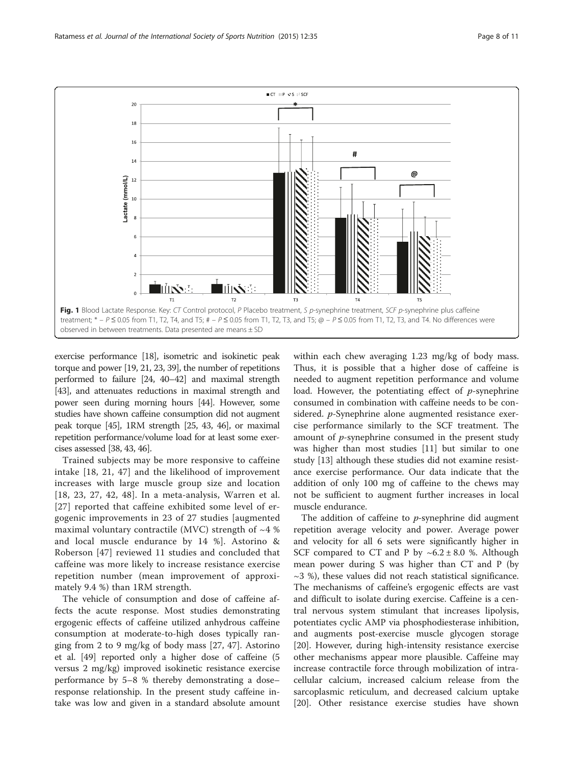Fig. 1 Blood Lactate Response. Key: *CT* Control protocol, *P* Placebo treatment, *S* *p*-synephrine treatment, *SCF* *p*-synephrine plus caffeine treatment; * – $P \leq 0.05$ from T1, T2, T4, and T5; # – $P \leq 0.05$ from T1, T2, T3, and T5; @ – $P \leq 0.05$ from T1, T2, T3, and T4. No differences were observed in between treatments. Data presented are means ± SD

exercise performance [18], isometric and isokinetic peak torque and power [19, 21, 23, 39], the number of repetitions performed to failure [24, 40–42] and maximal strength [43], and attenuates reductions in maximal strength and power seen during morning hours [44]. However, some studies have shown caffeine consumption did not augment peak torque [45], 1RM strength [25, 43, 46], or maximal repetition performance/volume load for at least some exercises assessed [38, 43, 46].

Trained subjects may be more responsive to caffeine intake [18, 21, 47] and the likelihood of improvement increases with large muscle group size and location [18, 23, 27, 42, 48]. In a meta-analysis, Warren et al. [27] reported that caffeine exhibited some level of ergogenic improvements in 23 of 27 studies [augmented maximal voluntary contractile (MVC) strength of ~4 % and local muscle endurance by 14 %]. Astorino & Roberson [47] reviewed 11 studies and concluded that caffeine was more likely to increase resistance exercise repetition number (mean improvement of approximately 9.4 %) than 1RM strength.

The vehicle of consumption and dose of caffeine affects the acute response. Most studies demonstrating ergogenic effects of caffeine utilized anhydrous caffeine consumption at moderate-to-high doses typically ranging from 2 to 9 mg/kg of body mass [27, 47]. Astorino et al. [49] reported only a higher dose of caffeine (5 versus 2 mg/kg) improved isokinetic resistance exercise performance by 5–8 % thereby demonstrating a dose–response relationship. In the present study caffeine intake was low and given in a standard absolute amount within each chew averaging 1.23 mg/kg of body mass. Thus, it is possible that a higher dose of caffeine is needed to augment repetition performance and volume load. However, the potentiating effect of *p*-synephrine consumed in combination with caffeine needs to be considered. *p*-Synephrine alone augmented resistance exercise performance similarly to the SCF treatment. The amount of *p*-synephrine consumed in the present study was higher than most studies [11] but similar to one study [13] although these studies did not examine resistance exercise performance. Our data indicate that the addition of only 100 mg of caffeine to the chews may not be sufficient to augment further increases in local muscle endurance.

The addition of caffeine to *p*-synephrine did augment repetition average velocity and power. Average power and velocity for all 6 sets were significantly higher in SCF compared to CT and P by ~6.2 ± 8.0 %. Although mean power during S was higher than CT and P (by ~3 %), these values did not reach statistical significance. The mechanisms of caffeine's ergogenic effects are vast and difficult to isolate during exercise. Caffeine is a central nervous system stimulant that increases lipolysis, potentiates cyclic AMP via phosphodiesterase inhibition, and augments post-exercise muscle glycogen storage [20]. However, during high-intensity resistance exercise other mechanisms appear more plausible. Caffeine may increase contractile force through mobilization of intracellular calcium, increased calcium release from the sarcoplasmic reticulum, and decreased calcium uptake [20]. Other resistance exercise studies have shown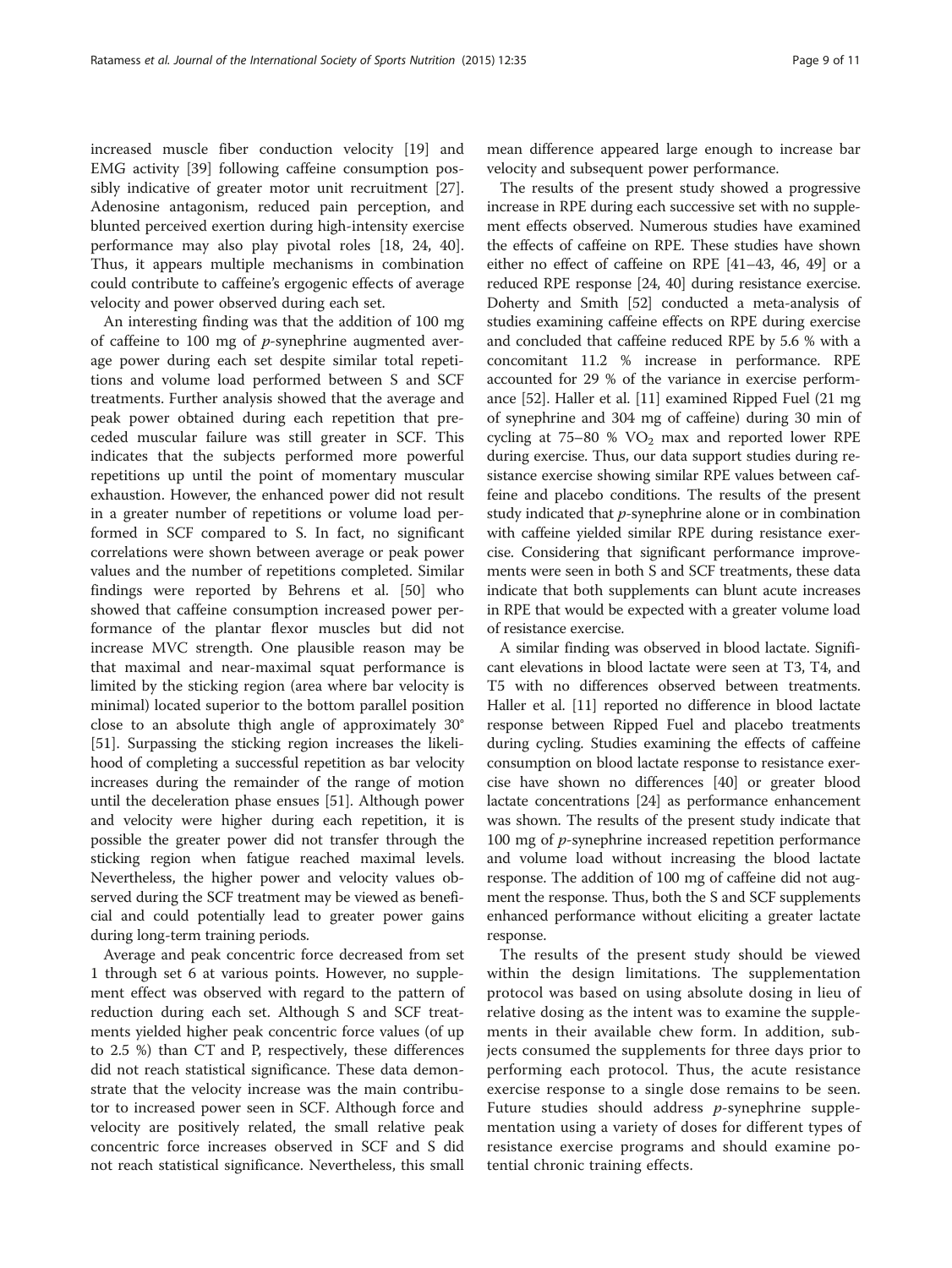increased muscle fiber conduction velocity [19] and EMG activity [39] following caffeine consumption possibly indicative of greater motor unit recruitment [27]. Adenosine antagonism, reduced pain perception, and blunted perceived exertion during high-intensity exercise performance may also play pivotal roles [18, 24, 40]. Thus, it appears multiple mechanisms in combination could contribute to caffeine's ergogenic effects of average velocity and power observed during each set.

An interesting finding was that the addition of 100 mg of caffeine to 100 mg of *p*-synephrine augmented average power during each set despite similar total repetitions and volume load performed between S and SCF treatments. Further analysis showed that the average and peak power obtained during each repetition that preceded muscular failure was still greater in SCF. This indicates that the subjects performed more powerful repetitions up until the point of momentary muscular exhaustion. However, the enhanced power did not result in a greater number of repetitions or volume load performed in SCF compared to S. In fact, no significant correlations were shown between average or peak power values and the number of repetitions completed. Similar findings were reported by Behrens et al. [50] who showed that caffeine consumption increased power performance of the plantar flexor muscles but did not increase MVC strength. One plausible reason may be that maximal and near-maximal squat performance is limited by the sticking region (area where bar velocity is minimal) located superior to the bottom parallel position close to an absolute thigh angle of approximately 30° [51]. Surpassing the sticking region increases the likelihood of completing a successful repetition as bar velocity increases during the remainder of the range of motion until the deceleration phase ensues [51]. Although power and velocity were higher during each repetition, it is possible the greater power did not transfer through the sticking region when fatigue reached maximal levels. Nevertheless, the higher power and velocity values observed during the SCF treatment may be viewed as beneficial and could potentially lead to greater power gains during long-term training periods.

Average and peak concentric force decreased from set 1 through set 6 at various points. However, no supplement effect was observed with regard to the pattern of reduction during each set. Although S and SCF treatments yielded higher peak concentric force values (of up to 2.5 %) than CT and P, respectively, these differences did not reach statistical significance. These data demonstrate that the velocity increase was the main contributor to increased power seen in SCF. Although force and velocity are positively related, the small relative peak concentric force increases observed in SCF and S did not reach statistical significance. Nevertheless, this small mean difference appeared large enough to increase bar velocity and subsequent power performance.

The results of the present study showed a progressive increase in RPE during each successive set with no supplement effects observed. Numerous studies have examined the effects of caffeine on RPE. These studies have shown either no effect of caffeine on RPE [41–43, 46, 49] or a reduced RPE response [24, 40] during resistance exercise. Doherty and Smith [52] conducted a meta-analysis of studies examining caffeine effects on RPE during exercise and concluded that caffeine reduced RPE by 5.6 % with a concomitant 11.2 % increase in performance. RPE accounted for 29 % of the variance in exercise performance [52]. Haller et al. [11] examined Ripped Fuel (21 mg of synephrine and 304 mg of caffeine) during 30 min of cycling at 75–80 % $VO_2$ max and reported lower RPE during exercise. Thus, our data support studies during resistance exercise showing similar RPE values between caffeine and placebo conditions. The results of the present study indicated that *p*-synephrine alone or in combination with caffeine yielded similar RPE during resistance exercise. Considering that significant performance improvements were seen in both S and SCF treatments, these data indicate that both supplements can blunt acute increases in RPE that would be expected with a greater volume load of resistance exercise.

A similar finding was observed in blood lactate. Significant elevations in blood lactate were seen at T3, T4, and T5 with no differences observed between treatments. Haller et al. [11] reported no difference in blood lactate response between Ripped Fuel and placebo treatments during cycling. Studies examining the effects of caffeine consumption on blood lactate response to resistance exercise have shown no differences [40] or greater blood lactate concentrations [24] as performance enhancement was shown. The results of the present study indicate that 100 mg of *p*-synephrine increased repetition performance and volume load without increasing the blood lactate response. The addition of 100 mg of caffeine did not augment the response. Thus, both the S and SCF supplements enhanced performance without eliciting a greater lactate response.

The results of the present study should be viewed within the design limitations. The supplementation protocol was based on using absolute dosing in lieu of relative dosing as the intent was to examine the supplements in their available chew form. In addition, subjects consumed the supplements for three days prior to performing each protocol. Thus, the acute resistance exercise response to a single dose remains to be seen. Future studies should address *p*-synephrine supplementation using a variety of doses for different types of resistance exercise programs and should examine potential chronic training effects.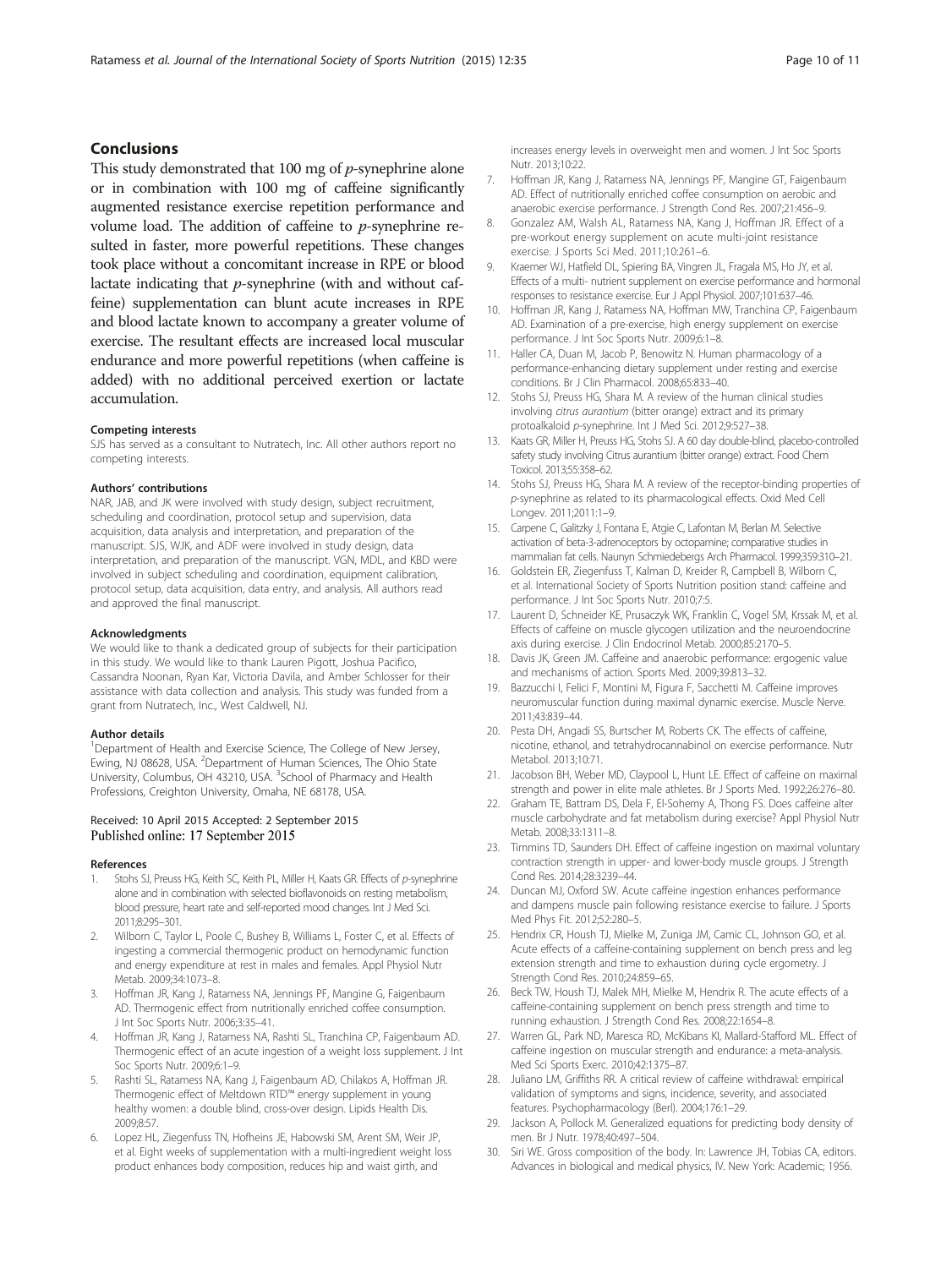## Conclusions

This study demonstrated that 100 mg of *p*-synephrine alone or in combination with 100 mg of caffeine significantly augmented resistance exercise repetition performance and volume load. The addition of caffeine to *p*-synephrine resulted in faster, more powerful repetitions. These changes took place without a concomitant increase in RPE or blood lactate indicating that *p*-synephrine (with and without caffeine) supplementation can blunt acute increases in RPE and blood lactate known to accompany a greater volume of exercise. The resultant effects are increased local muscular endurance and more powerful repetitions (when caffeine is added) with no additional perceived exertion or lactate accumulation.

#### Competing interests

SJS has served as a consultant to Nutratech, Inc. All other authors report no competing interests.

#### Authors' contributions

NAR, JAB, and JK were involved with study design, subject recruitment, scheduling and coordination, protocol setup and supervision, data acquisition, data analysis and interpretation, and preparation of the manuscript. SJS, WJK, and ADF were involved in study design, data interpretation, and preparation of the manuscript. VGN, MDL, and KBD were involved in subject scheduling and coordination, equipment calibration, protocol setup, data acquisition, data entry, and analysis. All authors read and approved the final manuscript.

#### Acknowledgments

We would like to thank a dedicated group of subjects for their participation in this study. We would like to thank Lauren Pigott, Joshua Pacifico, Cassandra Noonan, Ryan Kar, Victoria Davila, and Amber Schlosser for their assistance with data collection and analysis. This study was funded from a grant from Nutratech, Inc., West Caldwell, NJ.

#### Author details

[1]Department of Health and Exercise Science, The College of New Jersey, Ewing, NJ 08628, USA. [2]Department of Human Sciences, The Ohio State University, Columbus, OH 43210, USA. [3]School of Pharmacy and Health Professions, Creighton University, Omaha, NE 68178, USA.

Received: 10 April 2015 Accepted: 2 September 2015
Published online: 17 September 2015

#### References

1. Stohs SJ, Preuss HG, Keith SC, Keith PL, Miller H, Kaats GR. Effects of *p*-synephrine alone and in combination with selected bioflavonoids on resting metabolism, blood pressure, heart rate and self-reported mood changes. Int J Med Sci. 2011;8:295–301.
2. Wilborn C, Taylor L, Poole C, Bushey B, Williams L, Foster C, et al. Effects of ingesting a commercial thermogenic product on hemodynamic function and energy expenditure at rest in males and females. Appl Physiol Nutr Metab. 2009;34:1073–8.
3. Hoffman JR, Kang J, Ratamess NA, Jennings PF, Mangine G, Faigenbaum AD. Thermogenic effect from nutritionally enriched coffee consumption. J Int Soc Sports Nutr. 2006;3:35–41.
4. Hoffman JR, Kang J, Ratamess NA, Rashti SL, Tranchina CP, Faigenbaum AD. Thermogenic effect of an acute ingestion of a weight loss supplement. J Int Soc Sports Nutr. 2009;6:1–9.
5. Rashti SL, Ratamess NA, Kang J, Faigenbaum AD, Chilakos A, Hoffman JR. Thermogenic effect of Meltdown RTD™ energy supplement in young healthy women: a double blind, cross-over design. Lipids Health Dis. 2009;8:57.
6. Lopez HL, Ziegenfuss TN, Hofheins JE, Habowski SM, Arent SM, Weir JP, et al. Eight weeks of supplementation with a multi-ingredient weight loss product enhances body composition, reduces hip and waist girth, and increases energy levels in overweight men and women. J Int Soc Sports Nutr. 2013;10:22.
7. Hoffman JR, Kang J, Ratamess NA, Jennings PF, Mangine GT, Faigenbaum AD. Effect of nutritionally enriched coffee consumption on aerobic and anaerobic exercise performance. J Strength Cond Res. 2007;21:456–9.
8. Gonzalez AM, Walsh AL, Ratamess NA, Kang J, Hoffman JR. Effect of a pre-workout energy supplement on acute multi-joint resistance exercise. J Sports Sci Med. 2011;10:261–6.
9. Kraemer WJ, Hatfield DL, Spiering BA, Vingren JL, Fragala MS, Ho JY, et al. Effects of a multi- nutrient supplement on exercise performance and hormonal responses to resistance exercise. Eur J Appl Physiol. 2007;101:637–46.
10. Hoffman JR, Kang J, Ratamess NA, Hoffman MW, Tranchina CP, Faigenbaum AD. Examination of a pre-exercise, high energy supplement on exercise performance. J Int Soc Sports Nutr. 2009;6:1–8.
11. Haller CA, Duan M, Jacob P, Benowitz N. Human pharmacology of a performance-enhancing dietary supplement under resting and exercise conditions. Br J Clin Pharmacol. 2008;65:833–40.
12. Stohs SJ, Preuss HG, Shara M. A review of the human clinical studies involving *citrus aurantium* (bitter orange) extract and its primary protoalkaloid *p*-synephrine. Int J Med Sci. 2012;9:527–38.
13. Kaats GR, Miller H, Preuss HG, Stohs SJ. A 60 day double-blind, placebo-controlled safety study involving Citrus aurantium (bitter orange) extract. Food Chem Toxicol. 2013;55:358–62.
14. Stohs SJ, Preuss HG, Shara M. A review of the receptor-binding properties of *p*-synephrine as related to its pharmacological effects. Oxid Med Cell Longev. 2011;2011:1–9.
15. Carpene C, Galitzky J, Fontana E, Atgie C, Lafontan M, Berlan M. Selective activation of beta-3-adrenoceptors by octopamine; comparative studies in mammalian fat cells. Naunyn Schmiedebergs Arch Pharmacol. 1999;359:310–21.
16. Goldstein ER, Ziegenfuss T, Kalman D, Kreider R, Campbell B, Wilborn C, et al. International Society of Sports Nutrition position stand: caffeine and performance. J Int Soc Sports Nutr. 2010;7:5.
17. Laurent D, Schneider KE, Prusaczyk WK, Franklin C, Vogel SM, Krssak M, et al. Effects of caffeine on muscle glycogen utilization and the neuroendocrine axis during exercise. J Clin Endocrinol Metab. 2000;85:2170–5.
18. Davis JK, Green JM. Caffeine and anaerobic performance: ergogenic value and mechanisms of action. Sports Med. 2009;39:813–32.
19. Bazzucchi I, Felici F, Montini M, Figura F, Sacchetti M. Caffeine improves neuromuscular function during maximal dynamic exercise. Muscle Nerve. 2011;43:839–44.
20. Pesta DH, Angadi SS, Burtscher M, Roberts CK. The effects of caffeine, nicotine, ethanol, and tetrahydrocannabinol on exercise performance. Nutr Metabol. 2013;10:71.
21. Jacobson BH, Weber MD, Claypool L, Hunt LE. Effect of caffeine on maximal strength and power in elite male athletes. Br J Sports Med. 1992;26:276–80.
22. Graham TE, Battram DS, Dela F, El-Sohemy A, Thong FS. Does caffeine alter muscle carbohydrate and fat metabolism during exercise? Appl Physiol Nutr Metab. 2008;33:1311–8.
23. Timmins TD, Saunders DH. Effect of caffeine ingestion on maximal voluntary contraction strength in upper- and lower-body muscle groups. J Strength Cond Res. 2014;28:3239–44.
24. Duncan MJ, Oxford SW. Acute caffeine ingestion enhances performance and dampens muscle pain following resistance exercise to failure. J Sports Med Phys Fit. 2012;52:280–5.
25. Hendrix CR, Housh TJ, Mielke M, Zuniga JM, Camic CL, Johnson GO, et al. Acute effects of a caffeine-containing supplement on bench press and leg extension strength and time to exhaustion during cycle ergometry. J Strength Cond Res. 2010;24:859–65.
26. Beck TW, Housh TJ, Malek MH, Mielke M, Hendrix R. The acute effects of a caffeine-containing supplement on bench press strength and time to running exhaustion. J Strength Cond Res. 2008;22:1654–8.
27. Warren GL, Park ND, Maresca RD, McKibans KI, Millard-Stafford ML. Effect of caffeine ingestion on muscular strength and endurance: a meta-analysis. Med Sci Sports Exerc. 2010;42:1375–87.
28. Juliano LM, Griffiths RR. A critical review of caffeine withdrawal: empirical validation of symptoms and signs, incidence, severity, and associated features. Psychopharmacology (Berl). 2004;176:1–29.
29. Jackson A, Pollock M. Generalized equations for predicting body density of men. Br J Nutr. 1978;40:497–504.
30. Siri WE. Gross composition of the body. In: Lawrence JH, Tobias CA, editors. Advances in biological and medical physics, IV. New York: Academic; 1956.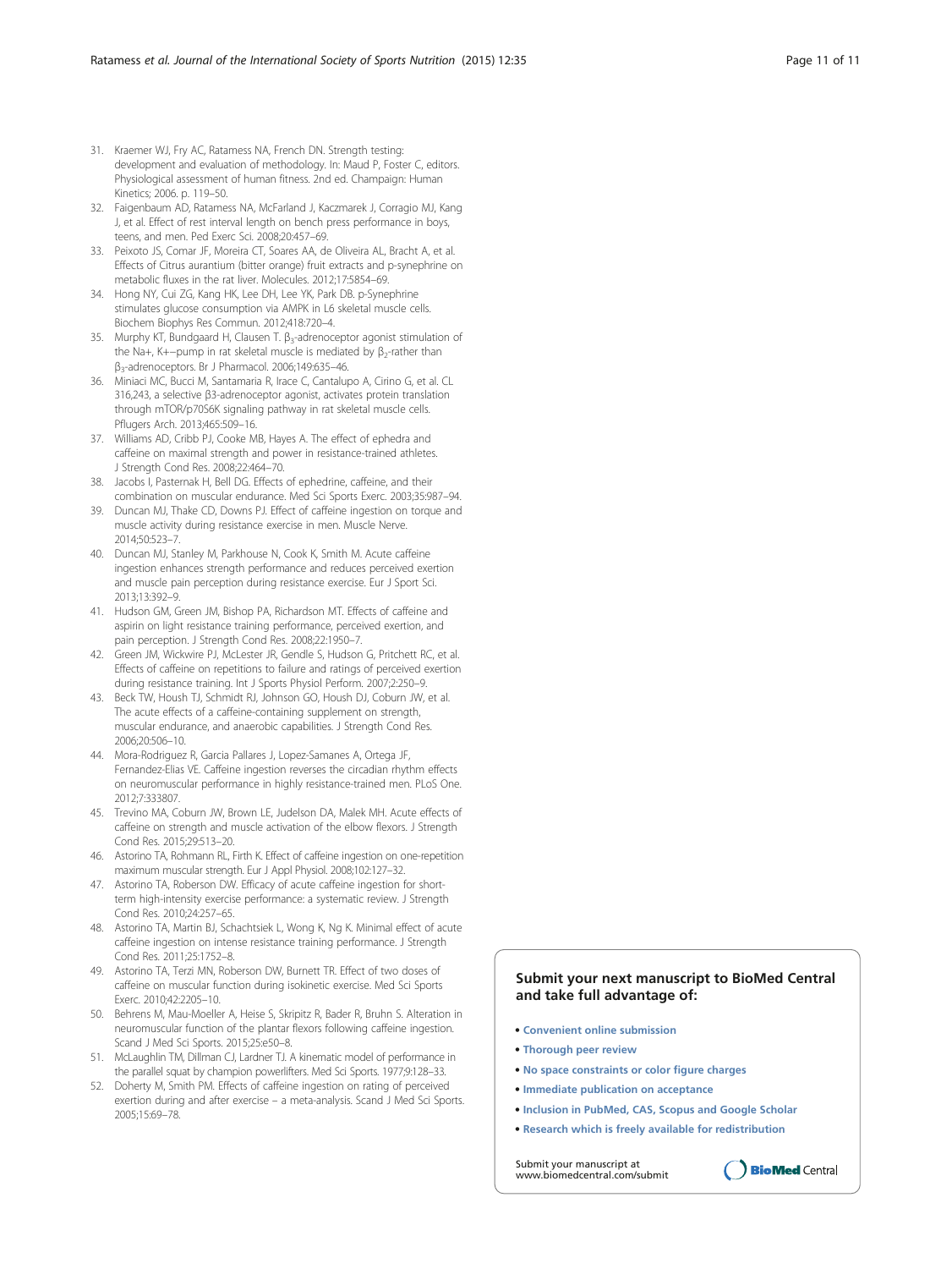31. Kraemer WJ, Fry AC, Ratamess NA, French DN. Strength testing: development and evaluation of methodology. In: Maud P, Foster C, editors. Physiological assessment of human fitness. 2nd ed. Champaign: Human Kinetics; 2006. p. 119–50.
32. Faigenbaum AD, Ratamess NA, McFarland J, Kaczmarek J, Corragio MJ, Kang J, et al. Effect of rest interval length on bench press performance in boys, teens, and men. Ped Exerc Sci. 2008;20:457–69.
33. Peixoto JS, Comar JF, Moreira CT, Soares AA, de Oliveira AL, Bracht A, et al. Effects of Citrus aurantium (bitter orange) fruit extracts and p-synephrine on metabolic fluxes in the rat liver. Molecules. 2012;17:5854–69.
34. Hong NY, Cui ZG, Kang HK, Lee DH, Lee YK, Park DB. p-Synephrine stimulates glucose consumption via AMPK in L6 skeletal muscle cells. Biochem Biophys Res Commun. 2012;418:720–4.
35. Murphy KT, Bundgaard H, Clausen T. $\beta_3$-adrenoceptor agonist stimulation of the Na+, K+−pump in rat skeletal muscle is mediated by $\beta_2$-rather than $\beta_3$-adrenoceptors. Br J Pharmacol. 2006;149:635–46.
36. Miniaci MC, Bucci M, Santamaria R, Irace C, Cantalupo A, Cirino G, et al. CL 316,243, a selective β3-adrenoceptor agonist, activates protein translation through mTOR/p70S6K signaling pathway in rat skeletal muscle cells. Pflugers Arch. 2013;465:509–16.
37. Williams AD, Cribb PJ, Cooke MB, Hayes A. The effect of ephedra and caffeine on maximal strength and power in resistance-trained athletes. J Strength Cond Res. 2008;22:464–70.
38. Jacobs I, Pasternak H, Bell DG. Effects of ephedrine, caffeine, and their combination on muscular endurance. Med Sci Sports Exerc. 2003;35:987–94.
39. Duncan MJ, Thake CD, Downs PJ. Effect of caffeine ingestion on torque and muscle activity during resistance exercise in men. Muscle Nerve. 2014;50:523–7.
40. Duncan MJ, Stanley M, Parkhouse N, Cook K, Smith M. Acute caffeine ingestion enhances strength performance and reduces perceived exertion and muscle pain perception during resistance exercise. Eur J Sport Sci. 2013;13:392–9.
41. Hudson GM, Green JM, Bishop PA, Richardson MT. Effects of caffeine and aspirin on light resistance training performance, perceived exertion, and pain perception. J Strength Cond Res. 2008;22:1950–7.
42. Green JM, Wickwire PJ, McLester JR, Gendle S, Hudson G, Pritchett RC, et al. Effects of caffeine on repetitions to failure and ratings of perceived exertion during resistance training. Int J Sports Physiol Perform. 2007;2:250–9.
43. Beck TW, Housh TJ, Schmidt RJ, Johnson GO, Housh DJ, Coburn JW, et al. The acute effects of a caffeine-containing supplement on strength, muscular endurance, and anaerobic capabilities. J Strength Cond Res. 2006;20:506–10.
44. Mora-Rodriguez R, Garcia Pallares J, Lopez-Samanes A, Ortega JF, Fernandez-Elias VE. Caffeine ingestion reverses the circadian rhythm effects on neuromuscular performance in highly resistance-trained men. PLoS One. 2012;7:333807.
45. Trevino MA, Coburn JW, Brown LE, Judelson DA, Malek MH. Acute effects of caffeine on strength and muscle activation of the elbow flexors. J Strength Cond Res. 2015;29:513–20.
46. Astorino TA, Rohmann RL, Firth K. Effect of caffeine ingestion on one-repetition maximum muscular strength. Eur J Appl Physiol. 2008;102:127–32.
47. Astorino TA, Roberson DW. Efficacy of acute caffeine ingestion for short-term high-intensity exercise performance: a systematic review. J Strength Cond Res. 2010;24:257–65.
48. Astorino TA, Martin BJ, Schachtsiek L, Wong K, Ng K. Minimal effect of acute caffeine ingestion on intense resistance training performance. J Strength Cond Res. 2011;25:1752–8.
49. Astorino TA, Terzi MN, Roberson DW, Burnett TR. Effect of two doses of caffeine on muscular function during isokinetic exercise. Med Sci Sports Exerc. 2010;42:2205–10.
50. Behrens M, Mau-Moeller A, Heise S, Skripitz R, Bader R, Bruhn S. Alteration in neuromuscular function of the plantar flexors following caffeine ingestion. Scand J Med Sci Sports. 2015;25:e50–8.
51. McLaughlin TM, Dillman CJ, Lardner TJ. A kinematic model of performance in the parallel squat by champion powerlifters. Med Sci Sports. 1977;9:128–33.
52. Doherty M, Smith PM. Effects of caffeine ingestion on rating of perceived exertion during and after exercise – a meta-analysis. Scand J Med Sci Sports. 2005;15:69–78.

**Submit your next manuscript to BioMed Central and take full advantage of:**

- **Convenient online submission**
- **Thorough peer review**
- **No space constraints or color figure charges**
- **Immediate publication on acceptance**
- **Inclusion in PubMed, CAS, Scopus and Google Scholar**
- **Research which is freely available for redistribution**

Submit your manuscript at
www.biomedcentral.com/submit

BioMed Central